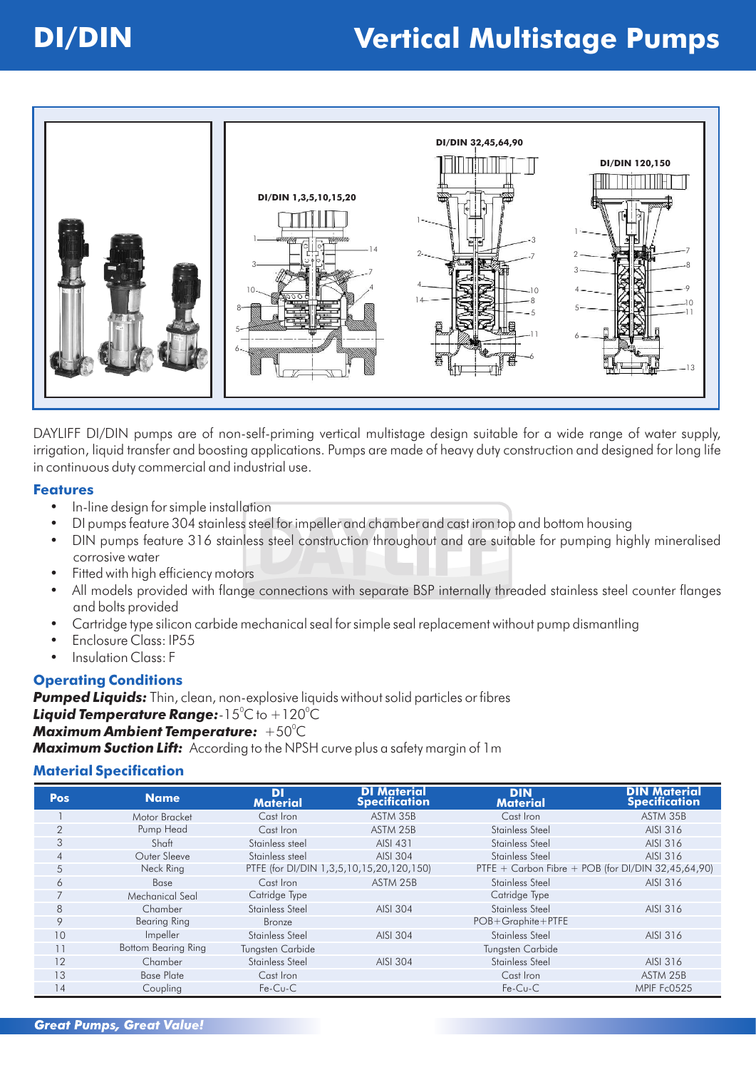# DI/DIN Vertical Multistage Pumps

DAYLIFF DI/DIN pumps are of non-self-priming vertical multistage design suitable for a wide range of water supply, irrigation, liquid transfer and boosting applications. Pumps are made of heavy duty construction and designed for long life in continuous duty commercial and industrial use.

## Features

- In-line design for simple installation
- DI pumps feature 304 stainless steel for impeller and chamber and cast iron top and bottom housing
- DIN pumps feature 316 stainless steel construction throughout and are suitable for pumping highly mineralised corrosive water
- Fitted with high efficiency motors
- All models provided with flange connections with separate BSP internally threaded stainless steel counter flanges and bolts provided
- Cartridge type silicon carbide mechanical seal for simple seal replacement without pump dismantling
- Enclosure Class: IP55
- Insulation Class: F

## Operating Conditions

***Pumped Liquids:*** Thin, clean, non-explosive liquids without solid particles or fibres
***Liquid Temperature Range:*** -15°C to +120°C
***Maximum Ambient Temperature:*** +50°C
***Maximum Suction Lift:*** According to the NPSH curve plus a safety margin of 1m

## Material Specification

| Pos | Name | DI Material | DI Material Specification | DIN Material | DIN Material Specification |
|---|---|---|---|---|---|
| 1 | Motor Bracket | Cast Iron | ASTM 35B | Cast Iron | ASTM 35B |
| 2 | Pump Head | Cast Iron | ASTM 25B | Stainless Steel | AISI 316 |
| 3 | Shaft | Stainless steel | AISI 431 | Stainless Steel | AISI 316 |
| 4 | Outer Sleeve | Stainless steel | AISI 304 | Stainless Steel | AISI 316 |
| 5 | Neck Ring | PTFE (for DI/DIN 1,3,5,10,15,20,120,150) | | PTFE + Carbon Fibre + POB (for DI/DIN 32,45,64,90) | |
| 6 | Base | Cast Iron | ASTM 25B | Stainless Steel | AISI 316 |
| 7 | Mechanical Seal | Catridge Type | | Catridge Type | |
| 8 | Chamber | Stainless Steel | AISI 304 | Stainless Steel | AISI 316 |
| 9 | Bearing Ring | Bronze | | POB+Graphite+PTFE | |
| 10 | Impeller | Stainless Steel | AISI 304 | Stainless Steel | AISI 316 |
| 11 | Bottom Bearing Ring | Tungsten Carbide | | Tungsten Carbide | |
| 12 | Chamber | Stainless Steel | AISI 304 | Stainless Steel | AISI 316 |
| 13 | Base Plate | Cast Iron | | Cast Iron | ASTM 25B |
| 14 | Coupling | Fe-Cu-C | | Fe-Cu-C | MPIF Fc0525 |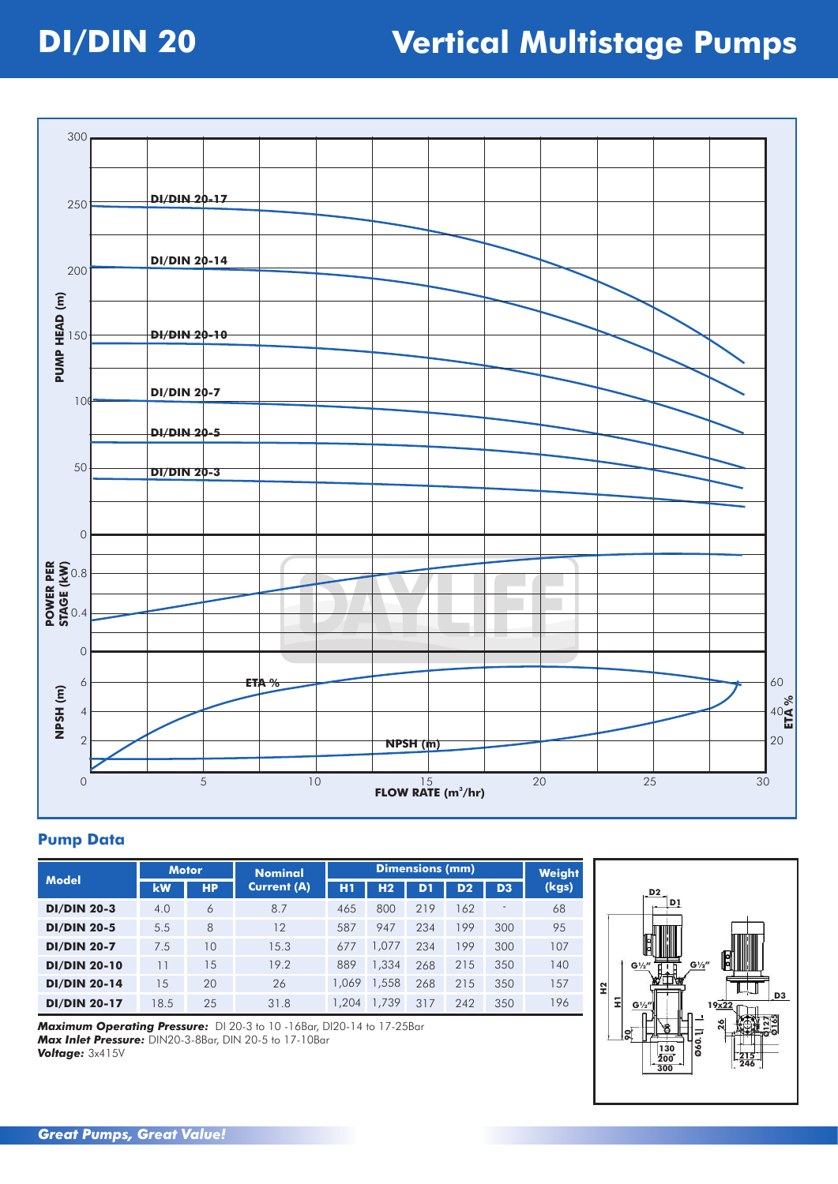# DI/DIN 20

# Vertical Multistage Pumps

PUMP HEAD (m)

300
250
200
150
100
50
0

DI/DIN 20-17
DI/DIN 20-14
DI/DIN 20-10
DI/DIN 20-7
DI/DIN 20-5
DI/DIN 20-3

POWER PER STAGE (kW)

0.8
0.4
0

NPSH (m)

6
4
2

ETA %
NPSH (m)

ETA %
60
40
20

0 5 10 15 20 25 30

FLOW RATE (m³/hr)

## Pump Data

| Model | Motor | | Nominal Current (A) | Dimensions (mm) | | | | | Weight (kgs) |
|---|---|---|---|---|---|---|---|---|---|
| | kW | HP | | H1 | H2 | D1 | D2 | D3 | |
| DI/DIN 20-3 | 4.0 | 6 | 8.7 | 465 | 800 | 219 | 162 | - | 68 |
| DI/DIN 20-5 | 5.5 | 8 | 12 | 587 | 947 | 234 | 199 | 300 | 95 |
| DI/DIN 20-7 | 7.5 | 10 | 15.3 | 677 | 1,077 | 234 | 199 | 300 | 107 |
| DI/DIN 20-10 | 11 | 15 | 19.2 | 889 | 1,334 | 268 | 215 | 350 | 140 |
| DI/DIN 20-14 | 15 | 20 | 26 | 1,069 | 1,558 | 268 | 215 | 350 | 157 |
| DI/DIN 20-17 | 18.5 | 25 | 31.8 | 1,204 | 1,739 | 317 | 242 | 350 | 196 |

***Maximum Operating Pressure:*** DI 20-3 to 10 -16Bar, DI20-14 to 17-25Bar
***Max Inlet Pressure:*** DIN20-3-8Bar, DIN 20-5 to 17-10Bar
***Voltage:*** 3x415V

D2
D1
G½"
G½"
G½"
H2
H1
90
130
200
300
Ø60.1
26
19x22
D3
Ø127
Ø165
215
246

***Great Pumps, Great Value!***